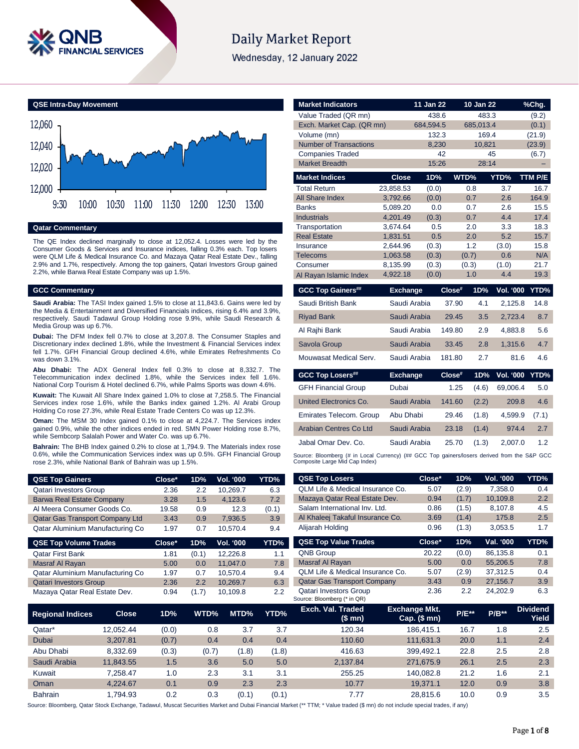# Daily Market Report

Wednesday, 12 January 2022

## QSE Intra-Day Movement

## Qatar Commentary

The QE Index declined marginally to close at 12,052.4. Losses were led by the Consumer Goods & Services and Insurance indices, falling 0.3% each. Top losers were QLM Life & Medical Insurance Co. and Mazaya Qatar Real Estate Dev., falling 2.9% and 1.7%, respectively. Among the top gainers, Qatari Investors Group gained 2.2%, while Barwa Real Estate Company was up 1.5%.

## GCC Commentary

**Saudi Arabia:** The TASI Index gained 1.5% to close at 11,843.6. Gains were led by the Media & Entertainment and Diversified Financials indices, rising 6.4% and 3.9%, respectively. Saudi Tadawul Group Holding rose 9.9%, while Saudi Research & Media Group was up 6.7%.

**Dubai:** The DFM Index fell 0.7% to close at 3,207.8. The Consumer Staples and Discretionary index declined 1.8%, while the Investment & Financial Services index fell 1.7%. GFH Financial Group declined 4.6%, while Emirates Refreshments Co was down 3.1%.

**Abu Dhabi:** The ADX General Index fell 0.3% to close at 8,332.7. The Telecommunication index declined 1.8%, while the Services index fell 1.6%. National Corp Tourism & Hotel declined 6.7%, while Palms Sports was down 4.6%.

**Kuwait:** The Kuwait All Share Index gained 1.0% to close at 7,258.5. The Financial Services index rose 1.6%, while the Banks index gained 1.2%. Al Arabi Group Holding Co rose 27.3%, while Real Estate Trade Centers Co was up 12.3%.

**Oman:** The MSM 30 Index gained 0.1% to close at 4,224.7. The Services index gained 0.9%, while the other indices ended in red. SMN Power Holding rose 8.7%, while Sembcorp Salalah Power and Water Co. was up 6.7%.

**Bahrain:** The BHB Index gained 0.2% to close at 1,794.9. The Materials index rose 0.6%, while the Communication Services index was up 0.5%. GFH Financial Group rose 2.3%, while National Bank of Bahrain was up 1.5%.

| Market Indicators | 11 Jan 22 | 10 Jan 22 | %Chg. |
|---|---|---|---|
| Value Traded (QR mn) | 438.6 | 483.3 | (9.2) |
| Exch. Market Cap. (QR mn) | 684,594.5 | 685,013.4 | (0.1) |
| Volume (mn) | 132.3 | 169.4 | (21.9) |
| Number of Transactions | 8,230 | 10,821 | (23.9) |
| Companies Traded | 42 | 45 | (6.7) |
| Market Breadth | 15:26 | 28:14 | – |

| Market Indices | Close | 1D% | WTD% | YTD% | TTM P/E |
|---|---|---|---|---|---|
| Total Return | 23,858.53 | (0.0) | 0.8 | 3.7 | 16.7 |
| All Share Index | 3,792.66 | (0.0) | 0.7 | 2.6 | 164.9 |
| Banks | 5,089.20 | 0.0 | 0.7 | 2.6 | 15.5 |
| Industrials | 4,201.49 | (0.3) | 0.7 | 4.4 | 17.4 |
| Transportation | 3,674.64 | 0.5 | 2.0 | 3.3 | 18.3 |
| Real Estate | 1,831.51 | 0.5 | 2.0 | 5.2 | 15.7 |
| Insurance | 2,644.96 | (0.3) | 1.2 | (3.0) | 15.8 |
| Telecoms | 1,063.58 | (0.3) | (0.7) | 0.6 | N/A |
| Consumer | 8,135.99 | (0.3) | (0.3) | (1.0) | 21.7 |
| Al Rayan Islamic Index | 4,922.18 | (0.0) | 1.0 | 4.4 | 19.3 |

| GCC Top Gainers## | Exchange | Close# | 1D% | Vol. '000 | YTD% |
|---|---|---|---|---|---|
| Saudi British Bank | Saudi Arabia | 37.90 | 4.1 | 2,125.8 | 14.8 |
| Riyad Bank | Saudi Arabia | 29.45 | 3.5 | 2,723.4 | 8.7 |
| Al Rajhi Bank | Saudi Arabia | 149.80 | 2.9 | 4,883.8 | 5.6 |
| Savola Group | Saudi Arabia | 33.45 | 2.8 | 1,315.6 | 4.7 |
| Mouwasat Medical Serv. | Saudi Arabia | 181.80 | 2.7 | 81.6 | 4.6 |

| GCC Top Losers## | Exchange | Close# | 1D% | Vol. '000 | YTD% |
|---|---|---|---|---|---|
| GFH Financial Group | Dubai | 1.25 | (4.6) | 69,006.4 | 5.0 |
| United Electronics Co. | Saudi Arabia | 141.60 | (2.2) | 209.8 | 4.6 |
| Emirates Telecom. Group | Abu Dhabi | 29.46 | (1.8) | 4,599.9 | (7.1) |
| Arabian Centres Co Ltd | Saudi Arabia | 23.18 | (1.4) | 974.4 | 2.7 |
| Jabal Omar Dev. Co. | Saudi Arabia | 25.70 | (1.3) | 2,007.0 | 1.2 |

Source: Bloomberg (# in Local Currency) (## GCC Top gainers/losers derived from the S&P GCC Composite Large Mid Cap Index)

| QSE Top Gainers | Close* | 1D% | Vol. '000 | YTD% |
|---|---|---|---|---|
| Qatari Investors Group | 2.36 | 2.2 | 10,269.7 | 6.3 |
| Barwa Real Estate Company | 3.28 | 1.5 | 4,123.6 | 7.2 |
| Al Meera Consumer Goods Co. | 19.58 | 0.9 | 12.3 | (0.1) |
| Qatar Gas Transport Company Ltd | 3.43 | 0.9 | 7,936.5 | 3.9 |
| Qatar Aluminium Manufacturing Co | 1.97 | 0.7 | 10,570.4 | 9.4 |

| QSE Top Volume Trades | Close* | 1D% | Vol. '000 | YTD% |
|---|---|---|---|---|
| Qatar First Bank | 1.81 | (0.1) | 12,226.8 | 1.1 |
| Masraf Al Rayan | 5.00 | 0.0 | 11,047.0 | 7.8 |
| Qatar Aluminium Manufacturing Co | 1.97 | 0.7 | 10,570.4 | 9.4 |
| Qatari Investors Group | 2.36 | 2.2 | 10,269.7 | 6.3 |
| Mazaya Qatar Real Estate Dev. | 0.94 | (1.7) | 10,109.8 | 2.2 |

| QSE Top Losers | Close* | 1D% | Vol. '000 | YTD% |
|---|---|---|---|---|
| QLM Life & Medical Insurance Co. | 5.07 | (2.9) | 7,358.0 | 0.4 |
| Mazaya Qatar Real Estate Dev. | 0.94 | (1.7) | 10,109.8 | 2.2 |
| Salam International Inv. Ltd. | 0.86 | (1.5) | 8,107.8 | 4.5 |
| Al Khaleej Takaful Insurance Co. | 3.69 | (1.4) | 175.8 | 2.5 |
| Alijarah Holding | 0.96 | (1.3) | 3,053.5 | 1.7 |

| QSE Top Value Trades | Close* | 1D% | Val. '000 | YTD% |
|---|---|---|---|---|
| QNB Group | 20.22 | (0.0) | 86,135.8 | 0.1 |
| Masraf Al Rayan | 5.00 | 0.0 | 55,206.5 | 7.8 |
| QLM Life & Medical Insurance Co. | 5.07 | (2.9) | 37,312.5 | 0.4 |
| Qatar Gas Transport Company | 3.43 | 0.9 | 27,156.7 | 3.9 |
| Qatari Investors Group | 2.36 | 2.2 | 24,202.9 | 6.3 |

Source: Bloomberg (* in QR)

| Regional Indices | Close | 1D% | WTD% | MTD% | YTD% | Exch. Val. Traded ($ mn) | Exchange Mkt. Cap. ($ mn) | P/E** | P/B** | Dividend Yield |
|---|---|---|---|---|---|---|---|---|---|---|
| Qatar* | 12,052.44 | (0.0) | 0.8 | 3.7 | 3.7 | 120.34 | 186,415.1 | 16.7 | 1.8 | 2.5 |
| Dubai | 3,207.81 | (0.7) | 0.4 | 0.4 | 0.4 | 110.60 | 111,631.3 | 20.0 | 1.1 | 2.4 |
| Abu Dhabi | 8,332.69 | (0.3) | (0.7) | (1.8) | (1.8) | 416.63 | 399,492.1 | 22.8 | 2.5 | 2.8 |
| Saudi Arabia | 11,843.55 | 1.5 | 3.6 | 5.0 | 5.0 | 2,137.84 | 271,675.9 | 26.1 | 2.5 | 2.3 |
| Kuwait | 7,258.47 | 1.0 | 2.3 | 3.1 | 3.1 | 255.25 | 140,082.8 | 21.2 | 1.6 | 2.1 |
| Oman | 4,224.67 | 0.1 | 0.9 | 2.3 | 2.3 | 10.77 | 19,371.1 | 12.0 | 0.9 | 3.8 |
| Bahrain | 1,794.93 | 0.2 | 0.3 | (0.1) | (0.1) | 7.77 | 28,815.6 | 10.0 | 0.9 | 3.5 |

Source: Bloomberg, Qatar Stock Exchange, Tadawul, Muscat Securities Market and Dubai Financial Market (** TTM; * Value traded ($ mn) do not include special trades, if any)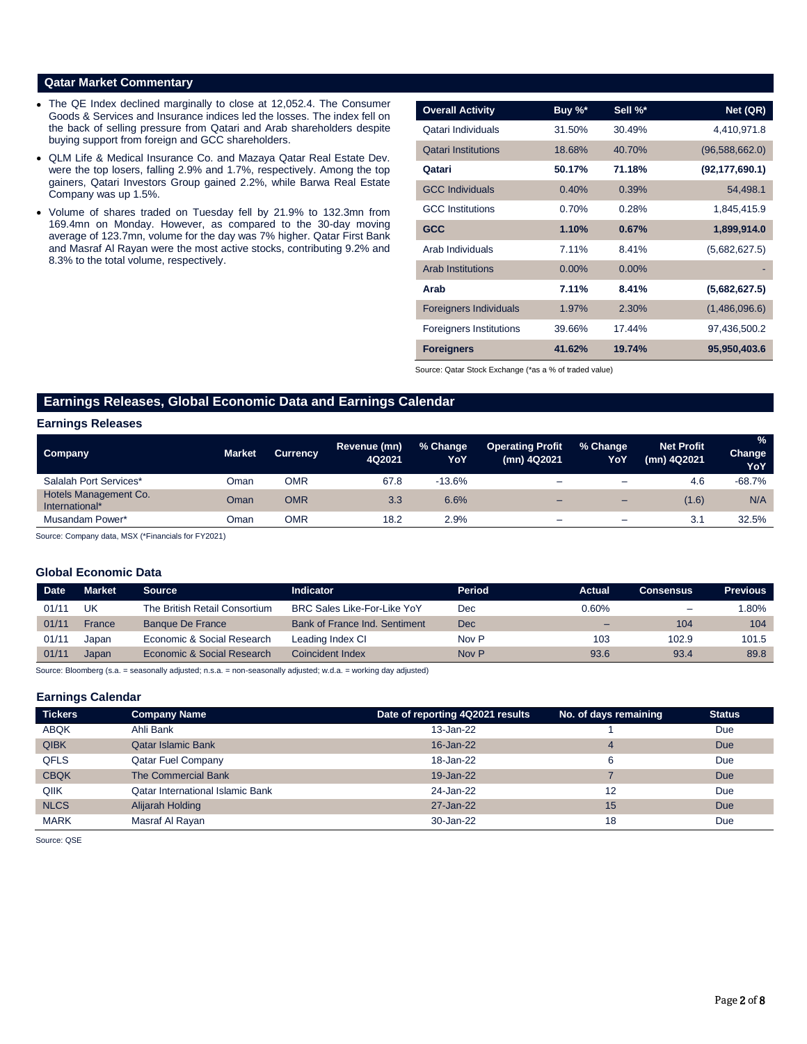## Qatar Market Commentary

- The QE Index declined marginally to close at 12,052.4. The Consumer Goods & Services and Insurance indices led the losses. The index fell on the back of selling pressure from Qatari and Arab shareholders despite buying support from foreign and GCC shareholders.
- QLM Life & Medical Insurance Co. and Mazaya Qatar Real Estate Dev. were the top losers, falling 2.9% and 1.7%, respectively. Among the top gainers, Qatari Investors Group gained 2.2%, while Barwa Real Estate Company was up 1.5%.
- Volume of shares traded on Tuesday fell by 21.9% to 132.3mn from 169.4mn on Monday. However, as compared to the 30-day moving average of 123.7mn, volume for the day was 7% higher. Qatar First Bank and Masraf Al Rayan were the most active stocks, contributing 9.2% and 8.3% to the total volume, respectively.

| Overall Activity | Buy %* | Sell %* | Net (QR) |
|---|---|---|---|
| Qatari Individuals | 31.50% | 30.49% | 4,410,971.8 |
| Qatari Institutions | 18.68% | 40.70% | (96,588,662.0) |
| **Qatari** | **50.17%** | **71.18%** | **(92,177,690.1)** |
| GCC Individuals | 0.40% | 0.39% | 54,498.1 |
| GCC Institutions | 0.70% | 0.28% | 1,845,415.9 |
| **GCC** | **1.10%** | **0.67%** | **1,899,914.0** |
| Arab Individuals | 7.11% | 8.41% | (5,682,627.5) |
| Arab Institutions | 0.00% | 0.00% | - |
| **Arab** | **7.11%** | **8.41%** | **(5,682,627.5)** |
| Foreigners Individuals | 1.97% | 2.30% | (1,486,096.6) |
| Foreigners Institutions | 39.66% | 17.44% | 97,436,500.2 |
| **Foreigners** | **41.62%** | **19.74%** | **95,950,403.6** |

Source: Qatar Stock Exchange (*as a % of traded value)

## Earnings Releases, Global Economic Data and Earnings Calendar

### Earnings Releases

| Company | Market | Currency | Revenue (mn) 4Q2021 | % Change YoY | Operating Profit (mn) 4Q2021 | % Change YoY | Net Profit (mn) 4Q2021 | % Change YoY |
|---|---|---|---|---|---|---|---|---|
| Salalah Port Services* | Oman | OMR | 67.8 | -13.6% | – | – | 4.6 | -68.7% |
| Hotels Management Co. International* | Oman | OMR | 3.3 | 6.6% | – | – | (1.6) | N/A |
| Musandam Power* | Oman | OMR | 18.2 | 2.9% | – | – | 3.1 | 32.5% |

Source: Company data, MSX (*Financials for FY2021)

### Global Economic Data

| Date | Market | Source | Indicator | Period | Actual | Consensus | Previous |
|---|---|---|---|---|---|---|---|
| 01/11 | UK | The British Retail Consortium | BRC Sales Like-For-Like YoY | Dec | 0.60% | – | 1.80% |
| 01/11 | France | Banque De France | Bank of France Ind. Sentiment | Dec | – | 104 | 104 |
| 01/11 | Japan | Economic & Social Research | Leading Index CI | Nov P | 103 | 102.9 | 101.5 |
| 01/11 | Japan | Economic & Social Research | Coincident Index | Nov P | 93.6 | 93.4 | 89.8 |

Source: Bloomberg (s.a. = seasonally adjusted; n.s.a. = non-seasonally adjusted; w.d.a. = working day adjusted)

### Earnings Calendar

| Tickers | Company Name | Date of reporting 4Q2021 results | No. of days remaining | Status |
|---|---|---|---|---|
| ABQK | Ahli Bank | 13-Jan-22 | 1 | Due |
| QIBK | Qatar Islamic Bank | 16-Jan-22 | 4 | Due |
| QFLS | Qatar Fuel Company | 18-Jan-22 | 6 | Due |
| CBQK | The Commercial Bank | 19-Jan-22 | 7 | Due |
| QIIK | Qatar International Islamic Bank | 24-Jan-22 | 12 | Due |
| NLCS | Alijarah Holding | 27-Jan-22 | 15 | Due |
| MARK | Masraf Al Rayan | 30-Jan-22 | 18 | Due |

Source: QSE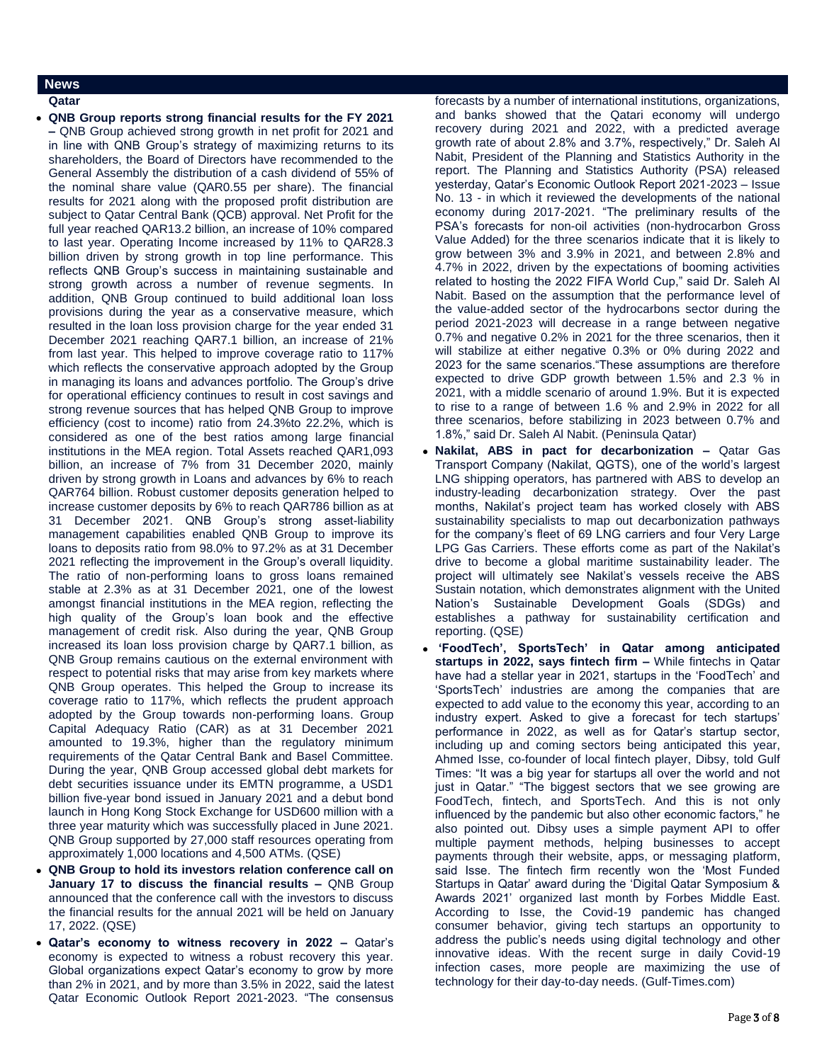## News

### Qatar

- **QNB Group reports strong financial results for the FY 2021 –** QNB Group achieved strong growth in net profit for 2021 and in line with QNB Group's strategy of maximizing returns to its shareholders, the Board of Directors have recommended to the General Assembly the distribution of a cash dividend of 55% of the nominal share value (QAR0.55 per share). The financial results for 2021 along with the proposed profit distribution are subject to Qatar Central Bank (QCB) approval. Net Profit for the full year reached QAR13.2 billion, an increase of 10% compared to last year. Operating Income increased by 11% to QAR28.3 billion driven by strong growth in top line performance. This reflects QNB Group's success in maintaining sustainable and strong growth across a number of revenue segments. In addition, QNB Group continued to build additional loan loss provisions during the year as a conservative measure, which resulted in the loan loss provision charge for the year ended 31 December 2021 reaching QAR7.1 billion, an increase of 21% from last year. This helped to improve coverage ratio to 117% which reflects the conservative approach adopted by the Group in managing its loans and advances portfolio. The Group's drive for operational efficiency continues to result in cost savings and strong revenue sources that has helped QNB Group to improve efficiency (cost to income) ratio from 24.3%to 22.2%, which is considered as one of the best ratios among large financial institutions in the MEA region. Total Assets reached QAR1,093 billion, an increase of 7% from 31 December 2020, mainly driven by strong growth in Loans and advances by 6% to reach QAR764 billion. Robust customer deposits generation helped to increase customer deposits by 6% to reach QAR786 billion as at 31 December 2021. QNB Group's strong asset-liability management capabilities enabled QNB Group to improve its loans to deposits ratio from 98.0% to 97.2% as at 31 December 2021 reflecting the improvement in the Group's overall liquidity. The ratio of non-performing loans to gross loans remained stable at 2.3% as at 31 December 2021, one of the lowest amongst financial institutions in the MEA region, reflecting the high quality of the Group's loan book and the effective management of credit risk. Also during the year, QNB Group increased its loan loss provision charge by QAR7.1 billion, as QNB Group remains cautious on the external environment with respect to potential risks that may arise from key markets where QNB Group operates. This helped the Group to increase its coverage ratio to 117%, which reflects the prudent approach adopted by the Group towards non-performing loans. Group Capital Adequacy Ratio (CAR) as at 31 December 2021 amounted to 19.3%, higher than the regulatory minimum requirements of the Qatar Central Bank and Basel Committee. During the year, QNB Group accessed global debt markets for debt securities issuance under its EMTN programme, a USD1 billion five-year bond issued in January 2021 and a debut bond launch in Hong Kong Stock Exchange for USD600 million with a three year maturity which was successfully placed in June 2021. QNB Group supported by 27,000 staff resources operating from approximately 1,000 locations and 4,500 ATMs. (QSE)

- **QNB Group to hold its investors relation conference call on January 17 to discuss the financial results –** QNB Group announced that the conference call with the investors to discuss the financial results for the annual 2021 will be held on January 17, 2022. (QSE)

- **Qatar's economy to witness recovery in 2022 –** Qatar's economy is expected to witness a robust recovery this year. Global organizations expect Qatar's economy to grow by more than 2% in 2021, and by more than 3.5% in 2022, said the latest Qatar Economic Outlook Report 2021-2023. "The consensus forecasts by a number of international institutions, organizations, and banks showed that the Qatari economy will undergo recovery during 2021 and 2022, with a predicted average growth rate of about 2.8% and 3.7%, respectively," Dr. Saleh Al Nabit, President of the Planning and Statistics Authority in the report. The Planning and Statistics Authority (PSA) released yesterday, Qatar's Economic Outlook Report 2021-2023 – Issue No. 13 - in which it reviewed the developments of the national economy during 2017-2021. "The preliminary results of the PSA's forecasts for non-oil activities (non-hydrocarbon Gross Value Added) for the three scenarios indicate that it is likely to grow between 3% and 3.9% in 2021, and between 2.8% and 4.7% in 2022, driven by the expectations of booming activities related to hosting the 2022 FIFA World Cup," said Dr. Saleh Al Nabit. Based on the assumption that the performance level of the value-added sector of the hydrocarbons sector during the period 2021-2023 will decrease in a range between negative 0.7% and negative 0.2% in 2021 for the three scenarios, then it will stabilize at either negative 0.3% or 0% during 2022 and 2023 for the same scenarios."These assumptions are therefore expected to drive GDP growth between 1.5% and 2.3 % in 2021, with a middle scenario of around 1.9%. But it is expected to rise to a range of between 1.6 % and 2.9% in 2022 for all three scenarios, before stabilizing in 2023 between 0.7% and 1.8%," said Dr. Saleh Al Nabit. (Peninsula Qatar)

- **Nakilat, ABS in pact for decarbonization –** Qatar Gas Transport Company (Nakilat, QGTS), one of the world's largest LNG shipping operators, has partnered with ABS to develop an industry-leading decarbonization strategy. Over the past months, Nakilat's project team has worked closely with ABS sustainability specialists to map out decarbonization pathways for the company's fleet of 69 LNG carriers and four Very Large LPG Gas Carriers. These efforts come as part of the Nakilat's drive to become a global maritime sustainability leader. The project will ultimately see Nakilat's vessels receive the ABS Sustain notation, which demonstrates alignment with the United Nation's Sustainable Development Goals (SDGs) and establishes a pathway for sustainability certification and reporting. (QSE)

- **'FoodTech', SportsTech' in Qatar among anticipated startups in 2022, says fintech firm –** While fintechs in Qatar have had a stellar year in 2021, startups in the 'FoodTech' and 'SportsTech' industries are among the companies that are expected to add value to the economy this year, according to an industry expert. Asked to give a forecast for tech startups' performance in 2022, as well as for Qatar's startup sector, including up and coming sectors being anticipated this year, Ahmed Isse, co-founder of local fintech player, Dibsy, told Gulf Times: "It was a big year for startups all over the world and not just in Qatar." "The biggest sectors that we see growing are FoodTech, fintech, and SportsTech. And this is not only influenced by the pandemic but also other economic factors," he also pointed out. Dibsy uses a simple payment API to offer multiple payment methods, helping businesses to accept payments through their website, apps, or messaging platform, said Isse. The fintech firm recently won the 'Most Funded Startups in Qatar' award during the 'Digital Qatar Symposium & Awards 2021' organized last month by Forbes Middle East. According to Isse, the Covid-19 pandemic has changed consumer behavior, giving tech startups an opportunity to address the public's needs using digital technology and other innovative ideas. With the recent surge in daily Covid-19 infection cases, more people are maximizing the use of technology for their day-to-day needs. (Gulf-Times.com)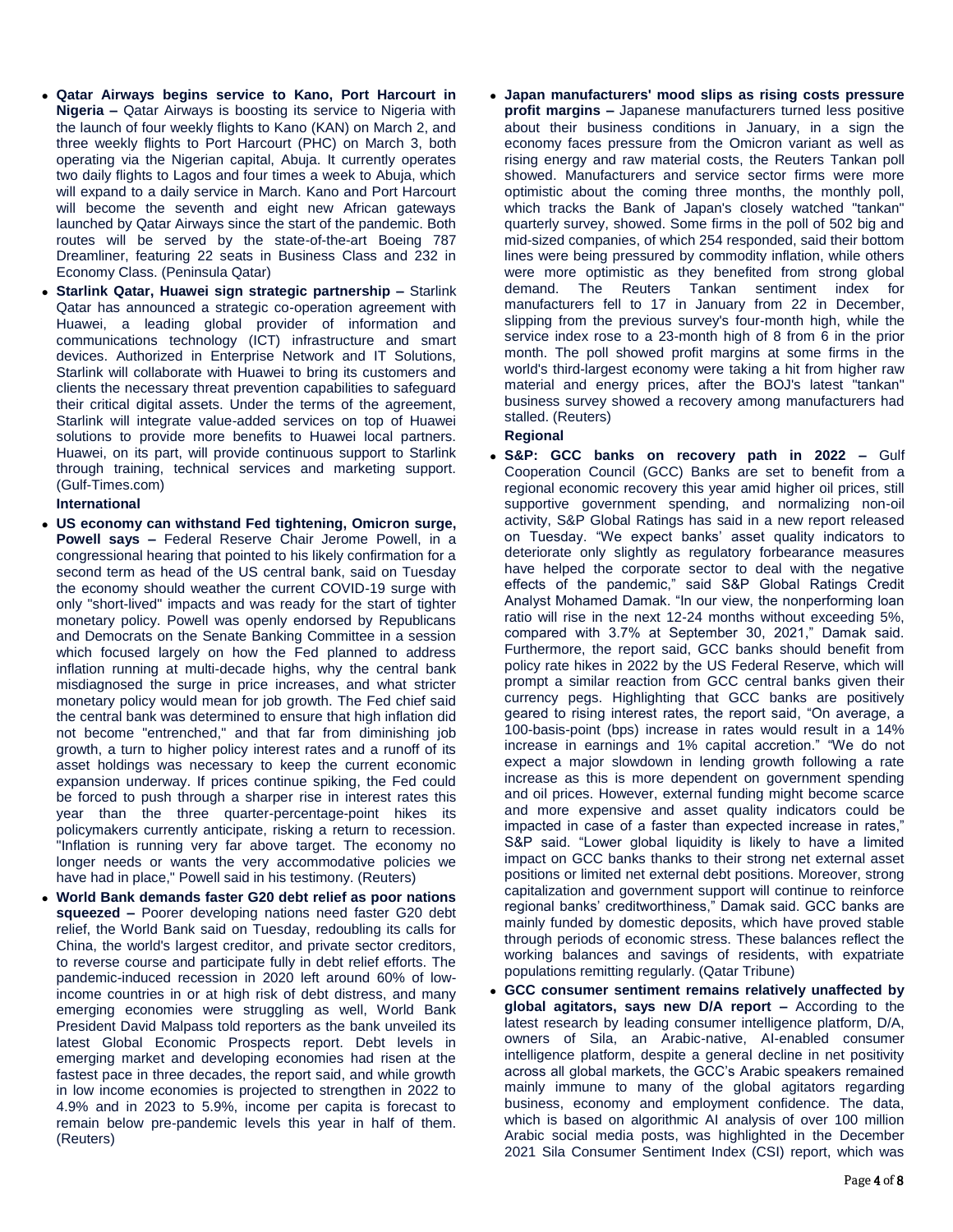- **Qatar Airways begins service to Kano, Port Harcourt in Nigeria –** Qatar Airways is boosting its service to Nigeria with the launch of four weekly flights to Kano (KAN) on March 2, and three weekly flights to Port Harcourt (PHC) on March 3, both operating via the Nigerian capital, Abuja. It currently operates two daily flights to Lagos and four times a week to Abuja, which will expand to a daily service in March. Kano and Port Harcourt will become the seventh and eight new African gateways launched by Qatar Airways since the start of the pandemic. Both routes will be served by the state-of-the-art Boeing 787 Dreamliner, featuring 22 seats in Business Class and 232 in Economy Class. (Peninsula Qatar)
- **Starlink Qatar, Huawei sign strategic partnership –** Starlink Qatar has announced a strategic co-operation agreement with Huawei, a leading global provider of information and communications technology (ICT) infrastructure and smart devices. Authorized in Enterprise Network and IT Solutions, Starlink will collaborate with Huawei to bring its customers and clients the necessary threat prevention capabilities to safeguard their critical digital assets. Under the terms of the agreement, Starlink will integrate value-added services on top of Huawei solutions to provide more benefits to Huawei local partners. Huawei, on its part, will provide continuous support to Starlink through training, technical services and marketing support. (Gulf-Times.com)

**International**

- **US economy can withstand Fed tightening, Omicron surge, Powell says –** Federal Reserve Chair Jerome Powell, in a congressional hearing that pointed to his likely confirmation for a second term as head of the US central bank, said on Tuesday the economy should weather the current COVID-19 surge with only "short-lived" impacts and was ready for the start of tighter monetary policy. Powell was openly endorsed by Republicans and Democrats on the Senate Banking Committee in a session which focused largely on how the Fed planned to address inflation running at multi-decade highs, why the central bank misdiagnosed the surge in price increases, and what stricter monetary policy would mean for job growth. The Fed chief said the central bank was determined to ensure that high inflation did not become "entrenched," and that far from diminishing job growth, a turn to higher policy interest rates and a runoff of its asset holdings was necessary to keep the current economic expansion underway. If prices continue spiking, the Fed could be forced to push through a sharper rise in interest rates this year than the three quarter-percentage-point hikes its policymakers currently anticipate, risking a return to recession. "Inflation is running very far above target. The economy no longer needs or wants the very accommodative policies we have had in place," Powell said in his testimony. (Reuters)
- **World Bank demands faster G20 debt relief as poor nations squeezed –** Poorer developing nations need faster G20 debt relief, the World Bank said on Tuesday, redoubling its calls for China, the world's largest creditor, and private sector creditors, to reverse course and participate fully in debt relief efforts. The pandemic-induced recession in 2020 left around 60% of low-income countries in or at high risk of debt distress, and many emerging economies were struggling as well, World Bank President David Malpass told reporters as the bank unveiled its latest Global Economic Prospects report. Debt levels in emerging market and developing economies had risen at the fastest pace in three decades, the report said, and while growth in low income economies is projected to strengthen in 2022 to 4.9% and in 2023 to 5.9%, income per capita is forecast to remain below pre-pandemic levels this year in half of them. (Reuters)
- **Japan manufacturers' mood slips as rising costs pressure profit margins –** Japanese manufacturers turned less positive about their business conditions in January, in a sign the economy faces pressure from the Omicron variant as well as rising energy and raw material costs, the Reuters Tankan poll showed. Manufacturers and service sector firms were more optimistic about the coming three months, the monthly poll, which tracks the Bank of Japan's closely watched "tankan" quarterly survey, showed. Some firms in the poll of 502 big and mid-sized companies, of which 254 responded, said their bottom lines were being pressured by commodity inflation, while others were more optimistic as they benefited from strong global demand. The Reuters Tankan sentiment index for manufacturers fell to 17 in January from 22 in December, slipping from the previous survey's four-month high, while the service index rose to a 23-month high of 8 from 6 in the prior month. The poll showed profit margins at some firms in the world's third-largest economy were taking a hit from higher raw material and energy prices, after the BOJ's latest "tankan" business survey showed a recovery among manufacturers had stalled. (Reuters)

**Regional**

- **S&P: GCC banks on recovery path in 2022 –** Gulf Cooperation Council (GCC) Banks are set to benefit from a regional economic recovery this year amid higher oil prices, still supportive government spending, and normalizing non-oil activity, S&P Global Ratings has said in a new report released on Tuesday. "We expect banks' asset quality indicators to deteriorate only slightly as regulatory forbearance measures have helped the corporate sector to deal with the negative effects of the pandemic," said S&P Global Ratings Credit Analyst Mohamed Damak. "In our view, the nonperforming loan ratio will rise in the next 12-24 months without exceeding 5%, compared with 3.7% at September 30, 2021," Damak said. Furthermore, the report said, GCC banks should benefit from policy rate hikes in 2022 by the US Federal Reserve, which will prompt a similar reaction from GCC central banks given their currency pegs. Highlighting that GCC banks are positively geared to rising interest rates, the report said, "On average, a 100-basis-point (bps) increase in rates would result in a 14% increase in earnings and 1% capital accretion." "We do not expect a major slowdown in lending growth following a rate increase as this is more dependent on government spending and oil prices. However, external funding might become scarce and more expensive and asset quality indicators could be impacted in case of a faster than expected increase in rates," S&P said. "Lower global liquidity is likely to have a limited impact on GCC banks thanks to their strong net external asset positions or limited net external debt positions. Moreover, strong capitalization and government support will continue to reinforce regional banks' creditworthiness," Damak said. GCC banks are mainly funded by domestic deposits, which have proved stable through periods of economic stress. These balances reflect the working balances and savings of residents, with expatriate populations remitting regularly. (Qatar Tribune)
- **GCC consumer sentiment remains relatively unaffected by global agitators, says new D/A report –** According to the latest research by leading consumer intelligence platform, D/A, owners of Sila, an Arabic-native, AI-enabled consumer intelligence platform, despite a general decline in net positivity across all global markets, the GCC's Arabic speakers remained mainly immune to many of the global agitators regarding business, economy and employment confidence. The data, which is based on algorithmic AI analysis of over 100 million Arabic social media posts, was highlighted in the December 2021 Sila Consumer Sentiment Index (CSI) report, which was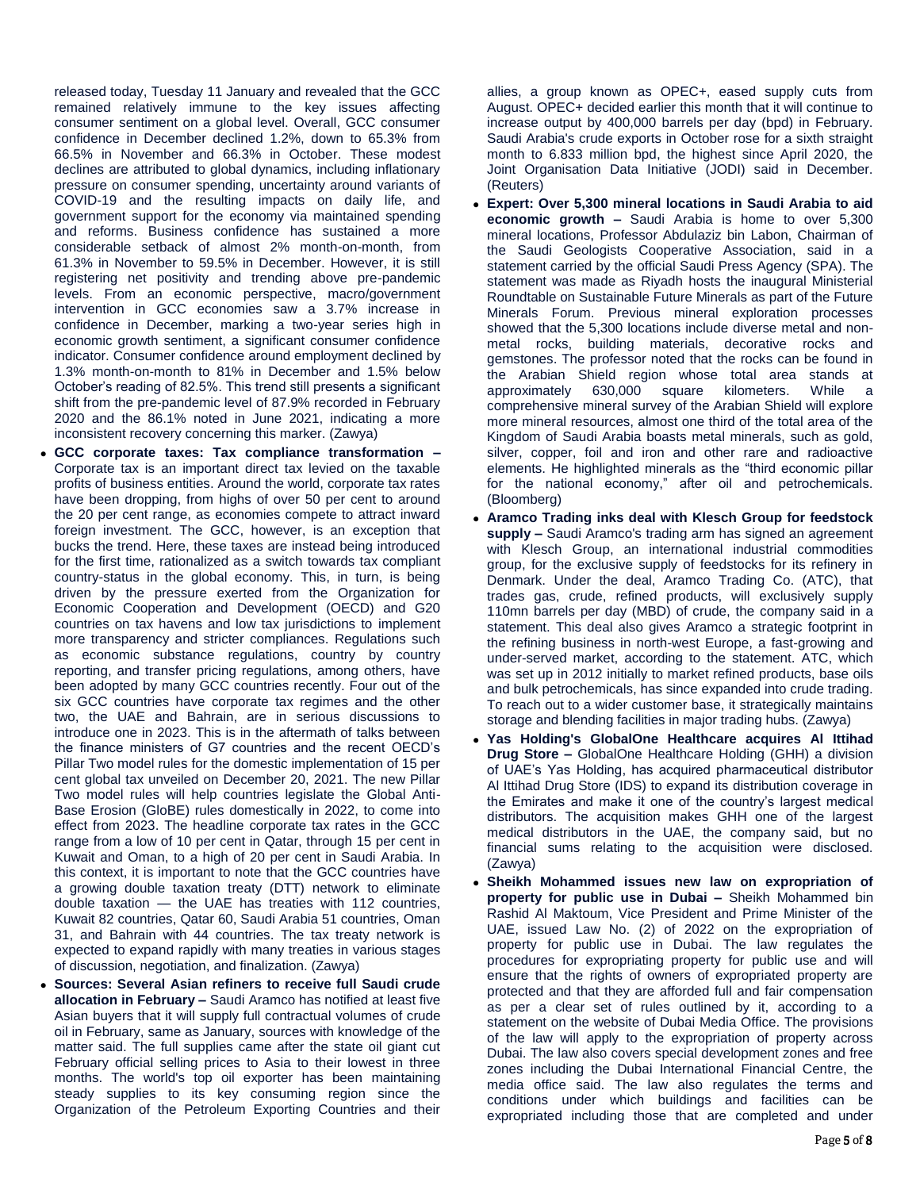released today, Tuesday 11 January and revealed that the GCC remained relatively immune to the key issues affecting consumer sentiment on a global level. Overall, GCC consumer confidence in December declined 1.2%, down to 65.3% from 66.5% in November and 66.3% in October. These modest declines are attributed to global dynamics, including inflationary pressure on consumer spending, uncertainty around variants of COVID-19 and the resulting impacts on daily life, and government support for the economy via maintained spending and reforms. Business confidence has sustained a more considerable setback of almost 2% month-on-month, from 61.3% in November to 59.5% in December. However, it is still registering net positivity and trending above pre-pandemic levels. From an economic perspective, macro/government intervention in GCC economies saw a 3.7% increase in confidence in December, marking a two-year series high in economic growth sentiment, a significant consumer confidence indicator. Consumer confidence around employment declined by 1.3% month-on-month to 81% in December and 1.5% below October's reading of 82.5%. This trend still presents a significant shift from the pre-pandemic level of 87.9% recorded in February 2020 and the 86.1% noted in June 2021, indicating a more inconsistent recovery concerning this marker. (Zawya)

- **GCC corporate taxes: Tax compliance transformation –** Corporate tax is an important direct tax levied on the taxable profits of business entities. Around the world, corporate tax rates have been dropping, from highs of over 50 per cent to around the 20 per cent range, as economies compete to attract inward foreign investment. The GCC, however, is an exception that bucks the trend. Here, these taxes are instead being introduced for the first time, rationalized as a switch towards tax compliant country-status in the global economy. This, in turn, is being driven by the pressure exerted from the Organization for Economic Cooperation and Development (OECD) and G20 countries on tax havens and low tax jurisdictions to implement more transparency and stricter compliances. Regulations such as economic substance regulations, country by country reporting, and transfer pricing regulations, among others, have been adopted by many GCC countries recently. Four out of the six GCC countries have corporate tax regimes and the other two, the UAE and Bahrain, are in serious discussions to introduce one in 2023. This is in the aftermath of talks between the finance ministers of G7 countries and the recent OECD's Pillar Two model rules for the domestic implementation of 15 per cent global tax unveiled on December 20, 2021. The new Pillar Two model rules will help countries legislate the Global Anti-Base Erosion (GloBE) rules domestically in 2022, to come into effect from 2023. The headline corporate tax rates in the GCC range from a low of 10 per cent in Qatar, through 15 per cent in Kuwait and Oman, to a high of 20 per cent in Saudi Arabia. In this context, it is important to note that the GCC countries have a growing double taxation treaty (DTT) network to eliminate double taxation — the UAE has treaties with 112 countries, Kuwait 82 countries, Qatar 60, Saudi Arabia 51 countries, Oman 31, and Bahrain with 44 countries. The tax treaty network is expected to expand rapidly with many treaties in various stages of discussion, negotiation, and finalization. (Zawya)
- **Sources: Several Asian refiners to receive full Saudi crude allocation in February –** Saudi Aramco has notified at least five Asian buyers that it will supply full contractual volumes of crude oil in February, same as January, sources with knowledge of the matter said. The full supplies came after the state oil giant cut February official selling prices to Asia to their lowest in three months. The world's top oil exporter has been maintaining steady supplies to its key consuming region since the Organization of the Petroleum Exporting Countries and their allies, a group known as OPEC+, eased supply cuts from August. OPEC+ decided earlier this month that it will continue to increase output by 400,000 barrels per day (bpd) in February. Saudi Arabia's crude exports in October rose for a sixth straight month to 6.833 million bpd, the highest since April 2020, the Joint Organisation Data Initiative (JODI) said in December. (Reuters)
- **Expert: Over 5,300 mineral locations in Saudi Arabia to aid economic growth –** Saudi Arabia is home to over 5,300 mineral locations, Professor Abdulaziz bin Labon, Chairman of the Saudi Geologists Cooperative Association, said in a statement carried by the official Saudi Press Agency (SPA). The statement was made as Riyadh hosts the inaugural Ministerial Roundtable on Sustainable Future Minerals as part of the Future Minerals Forum. Previous mineral exploration processes showed that the 5,300 locations include diverse metal and non-metal rocks, building materials, decorative rocks and gemstones. The professor noted that the rocks can be found in the Arabian Shield region whose total area stands at approximately 630,000 square kilometers. While a comprehensive mineral survey of the Arabian Shield will explore more mineral resources, almost one third of the total area of the Kingdom of Saudi Arabia boasts metal minerals, such as gold, silver, copper, foil and iron and other rare and radioactive elements. He highlighted minerals as the "third economic pillar for the national economy," after oil and petrochemicals. (Bloomberg)
- **Aramco Trading inks deal with Klesch Group for feedstock supply –** Saudi Aramco's trading arm has signed an agreement with Klesch Group, an international industrial commodities group, for the exclusive supply of feedstocks for its refinery in Denmark. Under the deal, Aramco Trading Co. (ATC), that trades gas, crude, refined products, will exclusively supply 110mn barrels per day (MBD) of crude, the company said in a statement. This deal also gives Aramco a strategic footprint in the refining business in north-west Europe, a fast-growing and under-served market, according to the statement. ATC, which was set up in 2012 initially to market refined products, base oils and bulk petrochemicals, has since expanded into crude trading. To reach out to a wider customer base, it strategically maintains storage and blending facilities in major trading hubs. (Zawya)
- **Yas Holding's GlobalOne Healthcare acquires Al Ittihad Drug Store –** GlobalOne Healthcare Holding (GHH) a division of UAE's Yas Holding, has acquired pharmaceutical distributor Al Ittihad Drug Store (IDS) to expand its distribution coverage in the Emirates and make it one of the country's largest medical distributors. The acquisition makes GHH one of the largest medical distributors in the UAE, the company said, but no financial sums relating to the acquisition were disclosed. (Zawya)
- **Sheikh Mohammed issues new law on expropriation of property for public use in Dubai –** Sheikh Mohammed bin Rashid Al Maktoum, Vice President and Prime Minister of the UAE, issued Law No. (2) of 2022 on the expropriation of property for public use in Dubai. The law regulates the procedures for expropriating property for public use and will ensure that the rights of owners of expropriated property are protected and that they are afforded full and fair compensation as per a clear set of rules outlined by it, according to a statement on the website of Dubai Media Office. The provisions of the law will apply to the expropriation of property across Dubai. The law also covers special development zones and free zones including the Dubai International Financial Centre, the media office said. The law also regulates the terms and conditions under which buildings and facilities can be expropriated including those that are completed and under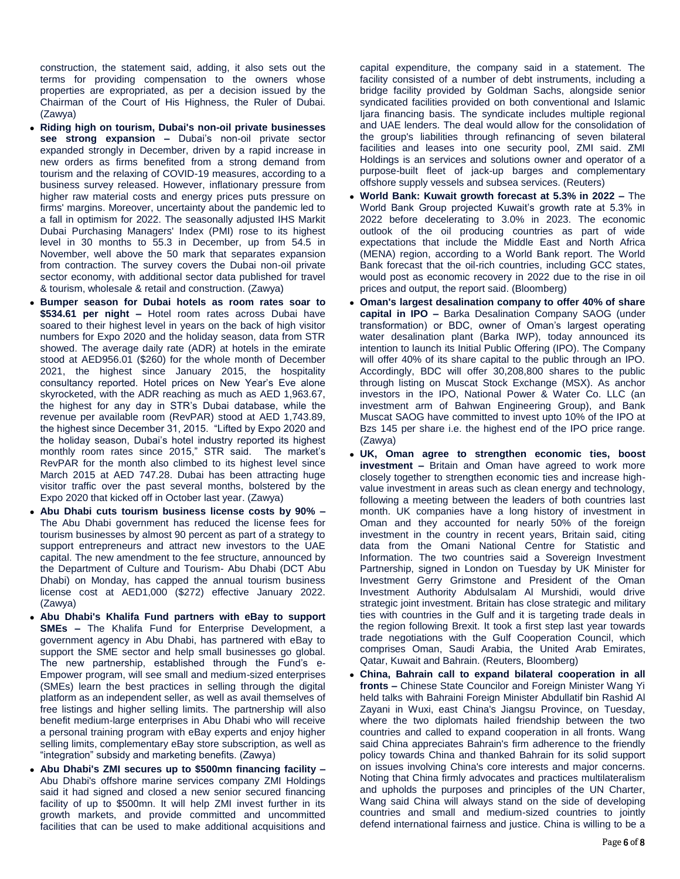construction, the statement said, adding, it also sets out the terms for providing compensation to the owners whose properties are expropriated, as per a decision issued by the Chairman of the Court of His Highness, the Ruler of Dubai. (Zawya)

- **Riding high on tourism, Dubai's non-oil private businesses see strong expansion –** Dubai's non-oil private sector expanded strongly in December, driven by a rapid increase in new orders as firms benefited from a strong demand from tourism and the relaxing of COVID-19 measures, according to a business survey released. However, inflationary pressure from higher raw material costs and energy prices puts pressure on firms' margins. Moreover, uncertainty about the pandemic led to a fall in optimism for 2022. The seasonally adjusted IHS Markit Dubai Purchasing Managers' Index (PMI) rose to its highest level in 30 months to 55.3 in December, up from 54.5 in November, well above the 50 mark that separates expansion from contraction. The survey covers the Dubai non-oil private sector economy, with additional sector data published for travel & tourism, wholesale & retail and construction. (Zawya)
- **Bumper season for Dubai hotels as room rates soar to $534.61 per night –** Hotel room rates across Dubai have soared to their highest level in years on the back of high visitor numbers for Expo 2020 and the holiday season, data from STR showed. The average daily rate (ADR) at hotels in the emirate stood at AED956.01 ($260) for the whole month of December 2021, the highest since January 2015, the hospitality consultancy reported. Hotel prices on New Year's Eve alone skyrocketed, with the ADR reaching as much as AED 1,963.67, the highest for any day in STR's Dubai database, while the revenue per available room (RevPAR) stood at AED 1,743.89, the highest since December 31, 2015. "Lifted by Expo 2020 and the holiday season, Dubai's hotel industry reported its highest monthly room rates since 2015," STR said. The market's RevPAR for the month also climbed to its highest level since March 2015 at AED 747.28. Dubai has been attracting huge visitor traffic over the past several months, bolstered by the Expo 2020 that kicked off in October last year. (Zawya)
- **Abu Dhabi cuts tourism business license costs by 90% –** The Abu Dhabi government has reduced the license fees for tourism businesses by almost 90 percent as part of a strategy to support entrepreneurs and attract new investors to the UAE capital. The new amendment to the fee structure, announced by the Department of Culture and Tourism- Abu Dhabi (DCT Abu Dhabi) on Monday, has capped the annual tourism business license cost at AED1,000 ($272) effective January 2022. (Zawya)
- **Abu Dhabi's Khalifa Fund partners with eBay to support SMEs –** The Khalifa Fund for Enterprise Development, a government agency in Abu Dhabi, has partnered with eBay to support the SME sector and help small businesses go global. The new partnership, established through the Fund's e-Empower program, will see small and medium-sized enterprises (SMEs) learn the best practices in selling through the digital platform as an independent seller, as well as avail themselves of free listings and higher selling limits. The partnership will also benefit medium-large enterprises in Abu Dhabi who will receive a personal training program with eBay experts and enjoy higher selling limits, complementary eBay store subscription, as well as "integration" subsidy and marketing benefits. (Zawya)
- **Abu Dhabi's ZMI secures up to $500mn financing facility –** Abu Dhabi's offshore marine services company ZMI Holdings said it had signed and closed a new senior secured financing facility of up to $500mn. It will help ZMI invest further in its growth markets, and provide committed and uncommitted facilities that can be used to make additional acquisitions and capital expenditure, the company said in a statement. The facility consisted of a number of debt instruments, including a bridge facility provided by Goldman Sachs, alongside senior syndicated facilities provided on both conventional and Islamic Ijara financing basis. The syndicate includes multiple regional and UAE lenders. The deal would allow for the consolidation of the group's liabilities through refinancing of seven bilateral facilities and leases into one security pool, ZMI said. ZMI Holdings is an services and solutions owner and operator of a purpose-built fleet of jack-up barges and complementary offshore supply vessels and subsea services. (Reuters)
- **World Bank: Kuwait growth forecast at 5.3% in 2022 –** The World Bank Group projected Kuwait's growth rate at 5.3% in 2022 before decelerating to 3.0% in 2023. The economic outlook of the oil producing countries as part of wide expectations that include the Middle East and North Africa (MENA) region, according to a World Bank report. The World Bank forecast that the oil-rich countries, including GCC states, would post as economic recovery in 2022 due to the rise in oil prices and output, the report said. (Bloomberg)
- **Oman's largest desalination company to offer 40% of share capital in IPO –** Barka Desalination Company SAOG (under transformation) or BDC, owner of Oman's largest operating water desalination plant (Barka IWP), today announced its intention to launch its Initial Public Offering (IPO). The Company will offer 40% of its share capital to the public through an IPO. Accordingly, BDC will offer 30,208,800 shares to the public through listing on Muscat Stock Exchange (MSX). As anchor investors in the IPO, National Power & Water Co. LLC (an investment arm of Bahwan Engineering Group), and Bank Muscat SAOG have committed to invest upto 10% of the IPO at Bzs 145 per share i.e. the highest end of the IPO price range. (Zawya)
- **UK, Oman agree to strengthen economic ties, boost investment –** Britain and Oman have agreed to work more closely together to strengthen economic ties and increase high-value investment in areas such as clean energy and technology, following a meeting between the leaders of both countries last month. UK companies have a long history of investment in Oman and they accounted for nearly 50% of the foreign investment in the country in recent years, Britain said, citing data from the Omani National Centre for Statistic and Information. The two countries said a Sovereign Investment Partnership, signed in London on Tuesday by UK Minister for Investment Gerry Grimstone and President of the Oman Investment Authority Abdulsalam Al Murshidi, would drive strategic joint investment. Britain has close strategic and military ties with countries in the Gulf and it is targeting trade deals in the region following Brexit. It took a first step last year towards trade negotiations with the Gulf Cooperation Council, which comprises Oman, Saudi Arabia, the United Arab Emirates, Qatar, Kuwait and Bahrain. (Reuters, Bloomberg)
- **China, Bahrain call to expand bilateral cooperation in all fronts –** Chinese State Councilor and Foreign Minister Wang Yi held talks with Bahraini Foreign Minister Abdullatif bin Rashid Al Zayani in Wuxi, east China's Jiangsu Province, on Tuesday, where the two diplomats hailed friendship between the two countries and called to expand cooperation in all fronts. Wang said China appreciates Bahrain's firm adherence to the friendly policy towards China and thanked Bahrain for its solid support on issues involving China's core interests and major concerns. Noting that China firmly advocates and practices multilateralism and upholds the purposes and principles of the UN Charter, Wang said China will always stand on the side of developing countries and small and medium-sized countries to jointly defend international fairness and justice. China is willing to be a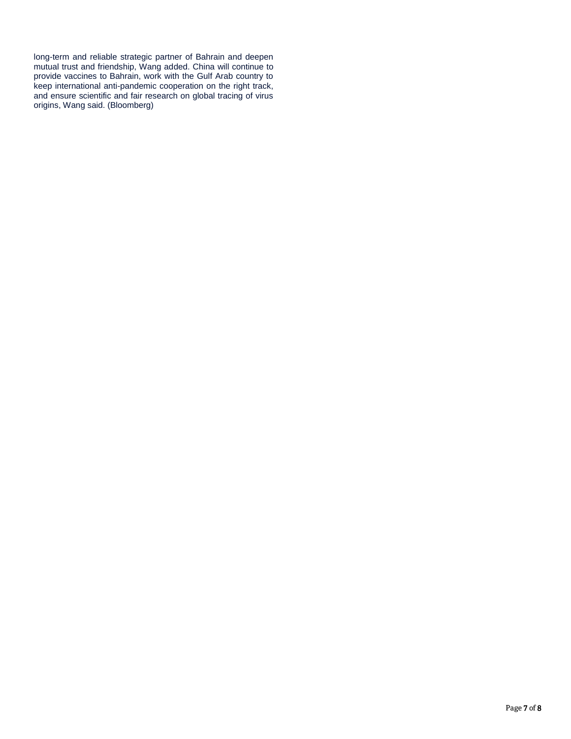long-term and reliable strategic partner of Bahrain and deepen mutual trust and friendship, Wang added. China will continue to provide vaccines to Bahrain, work with the Gulf Arab country to keep international anti-pandemic cooperation on the right track, and ensure scientific and fair research on global tracing of virus origins, Wang said. (Bloomberg)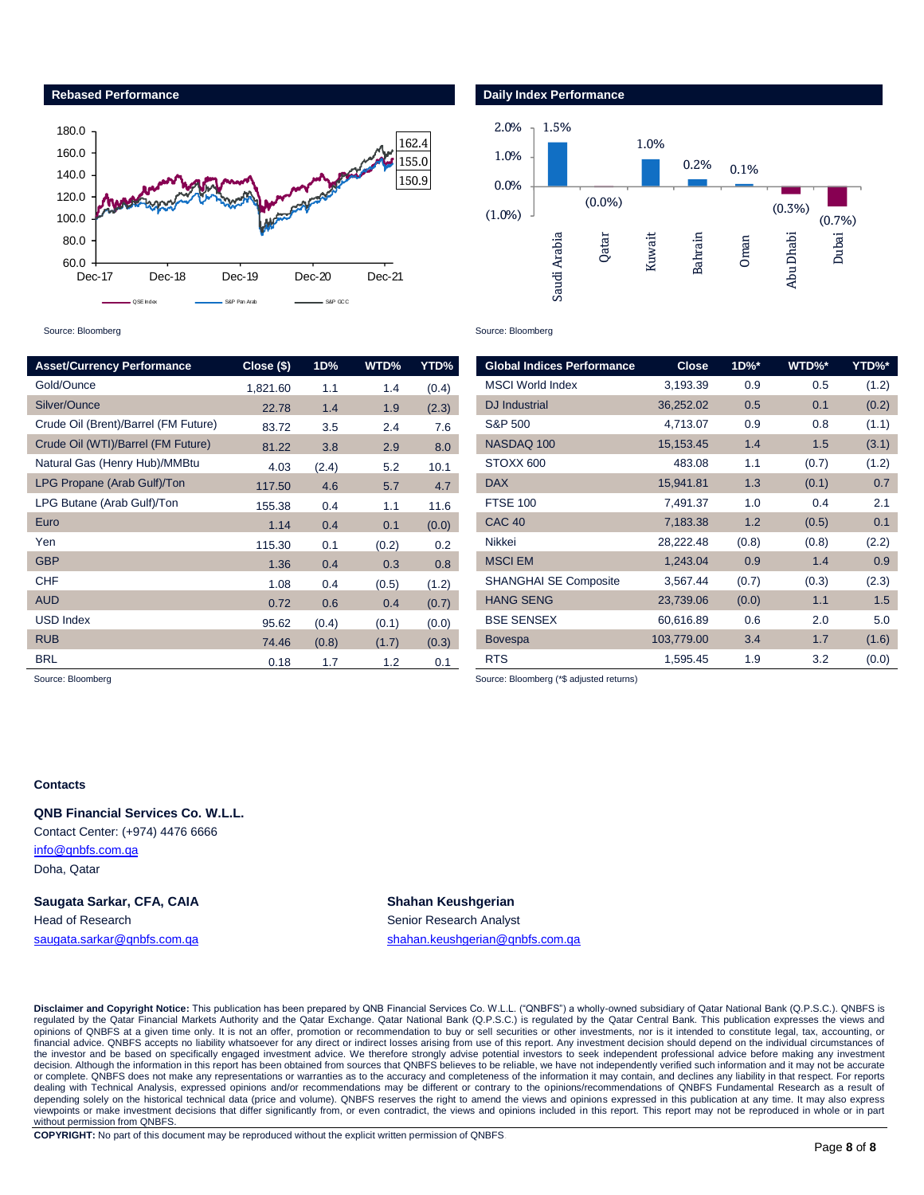## Rebased Performance

180.0
160.0
140.0
120.0
100.0
80.0
60.0

Dec-17 Dec-18 Dec-19 Dec-20 Dec-21

162.4
155.0
150.9

QSE Index S&P Pan Arab S&P GCC

Source: Bloomberg

## Daily Index Performance

2.0%
1.0%
0.0%
(1.0%)

1.5% (0.0%) 1.0% 0.2% 0.1% (0.3%) (0.7%)

Saudi Arabia Qatar Kuwait Bahrain Oman Abu Dhabi Dubai

Source: Bloomberg

| Asset/Currency Performance | Close ($) | 1D% | WTD% | YTD% |
|---|---|---|---|---|
| Gold/Ounce | 1,821.60 | 1.1 | 1.4 | (0.4) |
| Silver/Ounce | 22.78 | 1.4 | 1.9 | (2.3) |
| Crude Oil (Brent)/Barrel (FM Future) | 83.72 | 3.5 | 2.4 | 7.6 |
| Crude Oil (WTI)/Barrel (FM Future) | 81.22 | 3.8 | 2.9 | 8.0 |
| Natural Gas (Henry Hub)/MMBtu | 4.03 | (2.4) | 5.2 | 10.1 |
| LPG Propane (Arab Gulf)/Ton | 117.50 | 4.6 | 5.7 | 4.7 |
| LPG Butane (Arab Gulf)/Ton | 155.38 | 0.4 | 1.1 | 11.6 |
| Euro | 1.14 | 0.4 | 0.1 | (0.0) |
| Yen | 115.30 | 0.1 | (0.2) | 0.2 |
| GBP | 1.36 | 0.4 | 0.3 | 0.8 |
| CHF | 1.08 | 0.4 | (0.5) | (1.2) |
| AUD | 0.72 | 0.6 | 0.4 | (0.7) |
| USD Index | 95.62 | (0.4) | (0.1) | (0.0) |
| RUB | 74.46 | (0.8) | (1.7) | (0.3) |
| BRL | 0.18 | 1.7 | 1.2 | 0.1 |

Source: Bloomberg

| Global Indices Performance | Close | 1D%* | WTD%* | YTD%* |
|---|---|---|---|---|
| MSCI World Index | 3,193.39 | 0.9 | 0.5 | (1.2) |
| DJ Industrial | 36,252.02 | 0.5 | 0.1 | (0.2) |
| S&P 500 | 4,713.07 | 0.9 | 0.8 | (1.1) |
| NASDAQ 100 | 15,153.45 | 1.4 | 1.5 | (3.1) |
| STOXX 600 | 483.08 | 1.1 | (0.7) | (1.2) |
| DAX | 15,941.81 | 1.3 | (0.1) | 0.7 |
| FTSE 100 | 7,491.37 | 1.0 | 0.4 | 2.1 |
| CAC 40 | 7,183.38 | 1.2 | (0.5) | 0.1 |
| Nikkei | 28,222.48 | (0.8) | (0.8) | (2.2) |
| MSCI EM | 1,243.04 | 0.9 | 1.4 | 0.9 |
| SHANGHAI SE Composite | 3,567.44 | (0.7) | (0.3) | (2.3) |
| HANG SENG | 23,739.06 | (0.0) | 1.1 | 1.5 |
| BSE SENSEX | 60,616.89 | 0.6 | 2.0 | 5.0 |
| Bovespa | 103,779.00 | 3.4 | 1.7 | (1.6) |
| RTS | 1,595.45 | 1.9 | 3.2 | (0.0) |

Source: Bloomberg (*$ adjusted returns)

**Contacts**

**QNB Financial Services Co. W.L.L.**
Contact Center: (+974) 4476 6666
info@qnbfs.com.qa
Doha, Qatar

**Saugata Sarkar, CFA, CAIA**
Head of Research
saugata.sarkar@qnbfs.com.qa

**Shahan Keushgerian**
Senior Research Analyst
shahan.keushgerian@qnbfs.com.qa

**Disclaimer and Copyright Notice:** This publication has been prepared by QNB Financial Services Co. W.L.L. ("QNBFS") a wholly-owned subsidiary of Qatar National Bank (Q.P.S.C.). QNBFS is regulated by the Qatar Financial Markets Authority and the Qatar Exchange. Qatar National Bank (Q.P.S.C.) is regulated by the Qatar Central Bank. This publication expresses the views and opinions of QNBFS at a given time only. It is not an offer, promotion or recommendation to buy or sell securities or other investments, nor is it intended to constitute legal, tax, accounting, or financial advice. QNBFS accepts no liability whatsoever for any direct or indirect losses arising from use of this report. Any investment decision should depend on the individual circumstances of the investor and be based on specifically engaged investment advice. We therefore strongly advise potential investors to seek independent professional advice before making any investment decision. Although the information in this report has been obtained from sources that QNBFS believes to be reliable, we have not independently verified such information and it may not be accurate or complete. QNBFS does not make any representations or warranties as to the accuracy and completeness of the information it may contain, and declines any liability in that respect. For reports dealing with Technical Analysis, expressed opinions and/or recommendations may be different or contrary to the opinions/recommendations of QNBFS Fundamental Research as a result of depending solely on the historical technical data (price and volume). QNBFS reserves the right to amend the views and opinions expressed in this publication at any time. It may also express viewpoints or make investment decisions that differ significantly from, or even contradict, the views and opinions included in this report. This report may not be reproduced in whole or in part without permission from QNBFS.

**COPYRIGHT:** No part of this document may be reproduced without the explicit written permission of QNBFS